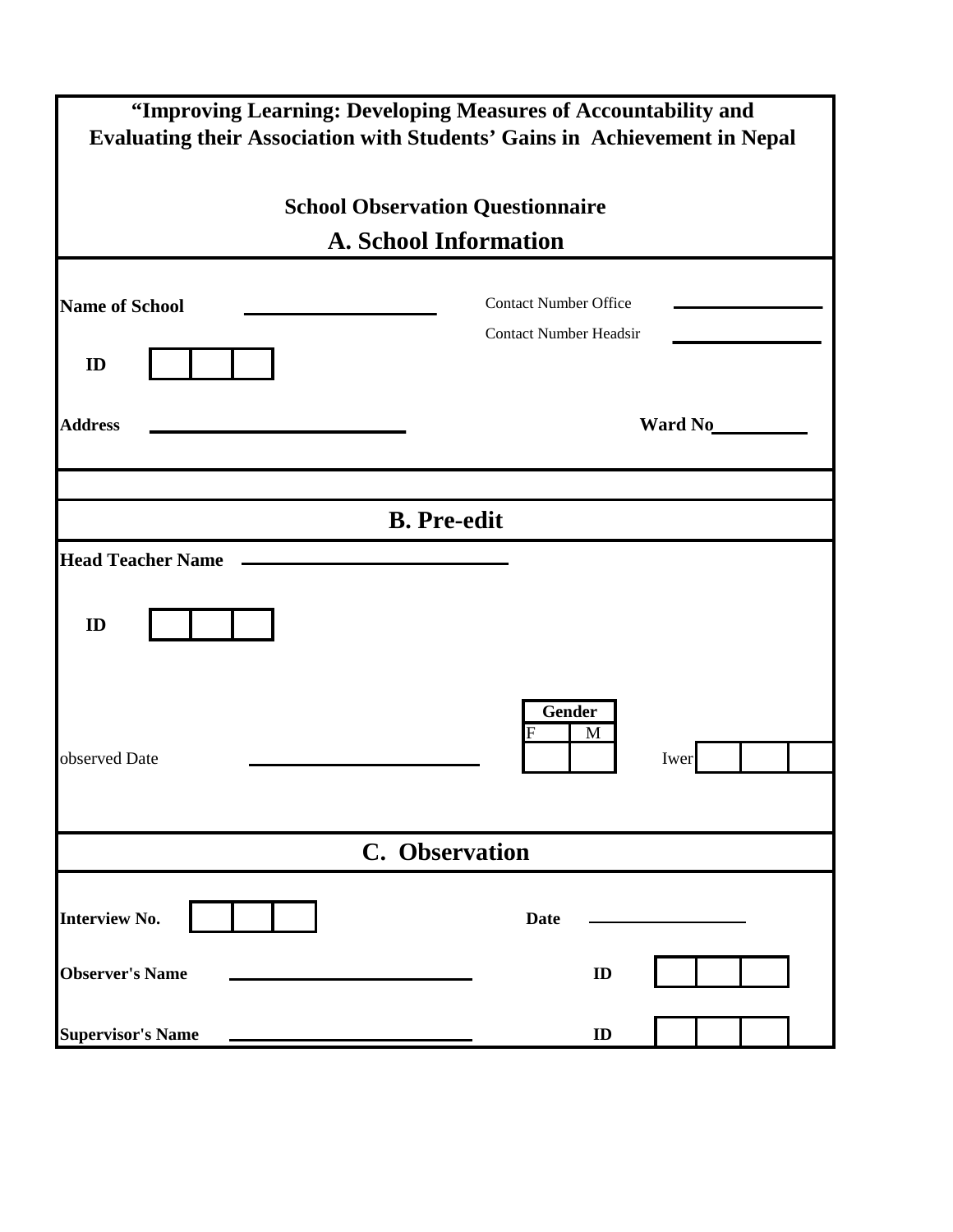**"Improving Learning: Developing Measures of Accountability and Evaluating their Association with Students' Gains in Achievement in Nepal**

**School Observation Questionnaire**

## A. School Information

**Name of School** ____________________

Contact Number Office ____________________

Contact Number Headsir ____________________

**ID** | | | |

**Address** ____________________ **Ward No** __________

## B. Pre-edit

**Head Teacher Name** ____________________

**ID** | | | |

observed Date ____________________

| Gender | |
|---|---|
| F | M |
| | |

Iwer | | | |

## C. Observation

**Interview No.** | | | |

**Date** ____________________

**Observer's Name** ____________________ **ID** | | | |

**Supervisor's Name** ____________________ **ID** | | | |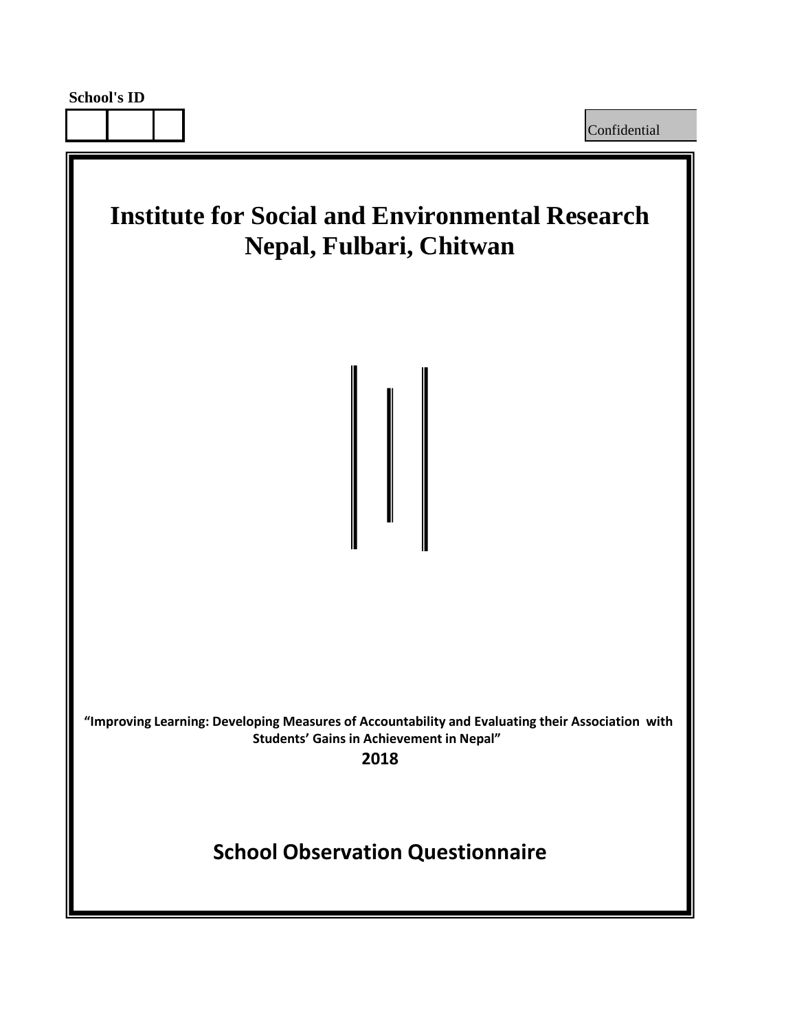School's ID

| | | |
|---|---|---|
| | | |

Confidential

# Institute for Social and Environmental Research Nepal, Fulbari, Chitwan

**"Improving Learning: Developing Measures of Accountability and Evaluating their Association with Students' Gains in Achievement in Nepal"**

**2018**

## School Observation Questionnaire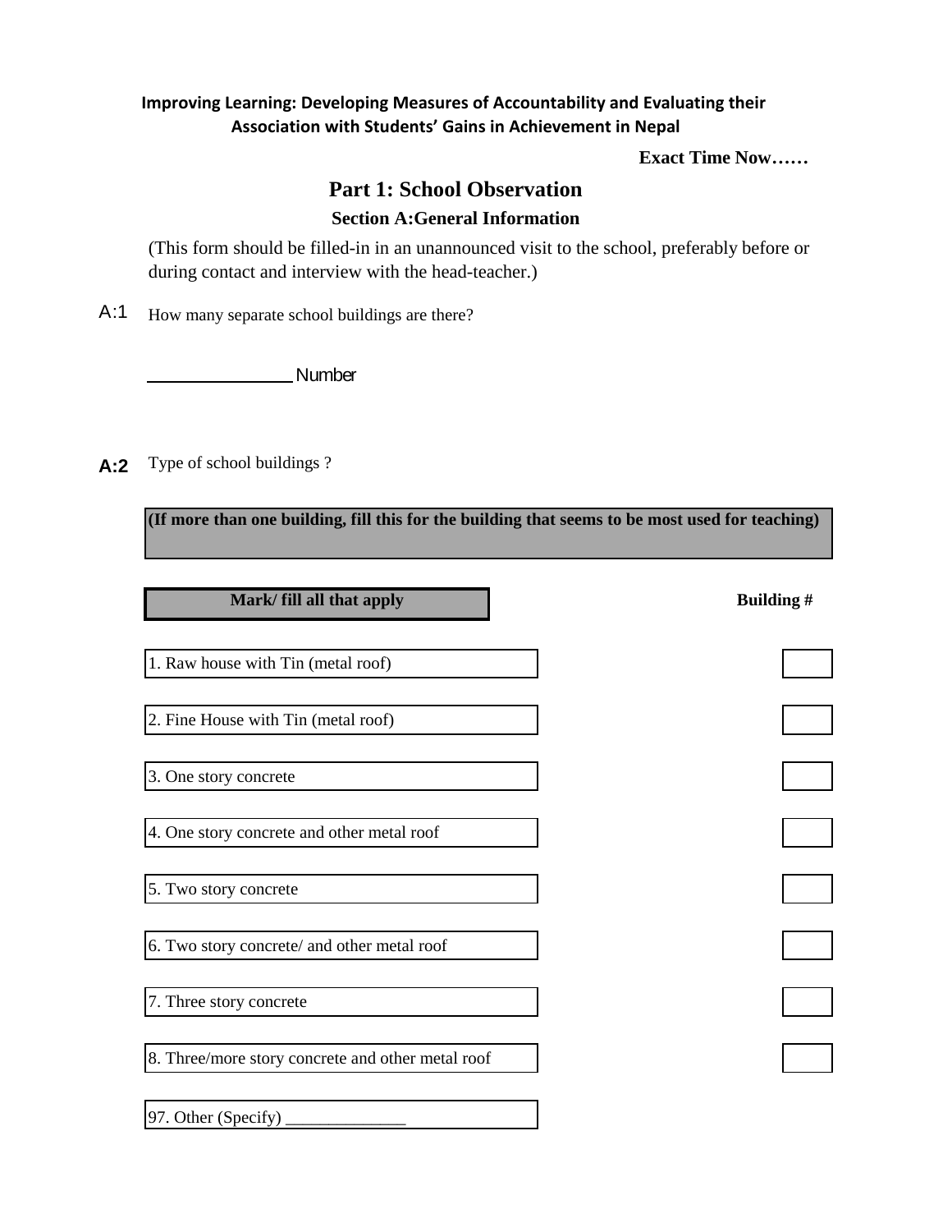**Improving Learning: Developing Measures of Accountability and Evaluating their Association with Students' Gains in Achievement in Nepal**

**Exact Time Now……**

# Part 1: School Observation

## Section A:General Information

(This form should be filled-in in an unannounced visit to the school, preferably before or during contact and interview with the head-teacher.)

A:1 How many separate school buildings are there?

_______________ Number

**A:2** Type of school buildings ?

**(If more than one building, fill this for the building that seems to be most used for teaching)**

| **Mark/ fill all that apply** | **Building #** |
|---|---|
| 1. Raw house with Tin (metal roof) | |
| 2. Fine House with Tin (metal roof) | |
| 3. One story concrete | |
| 4. One story concrete and other metal roof | |
| 5. Two story concrete | |
| 6. Two story concrete/ and other metal roof | |
| 7. Three story concrete | |
| 8. Three/more story concrete and other metal roof | |
| 97. Other (Specify) ______________ | |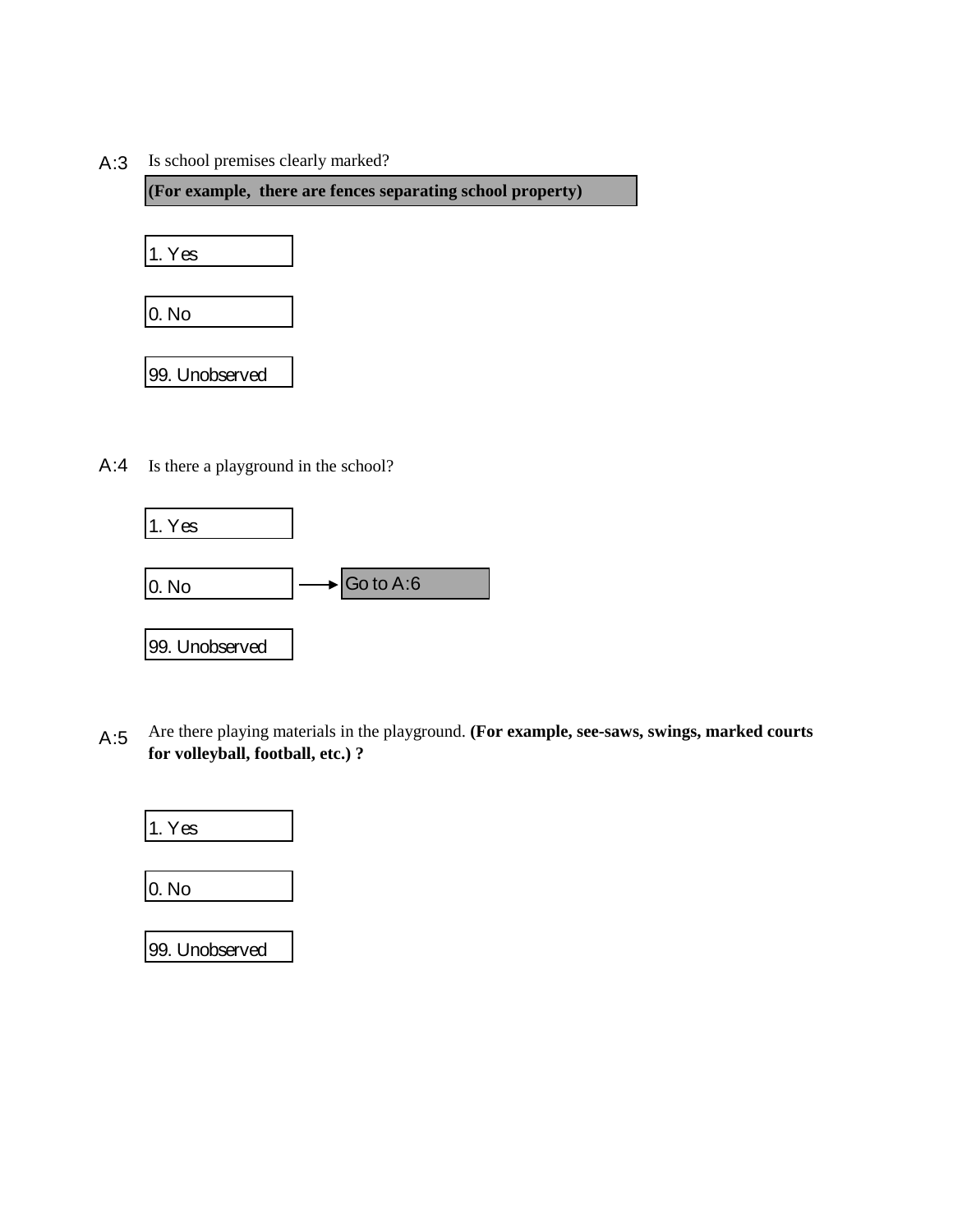A:3 Is school premises clearly marked?

**(For example, there are fences separating school property)**

1. Yes

0. No

99. Unobserved

A:4 Is there a playground in the school?

1. Yes

0. No → Go to A:6

99. Unobserved

A:5 Are there playing materials in the playground. **(For example, see-saws, swings, marked courts for volleyball, football, etc.) ?**

1. Yes

0. No

99. Unobserved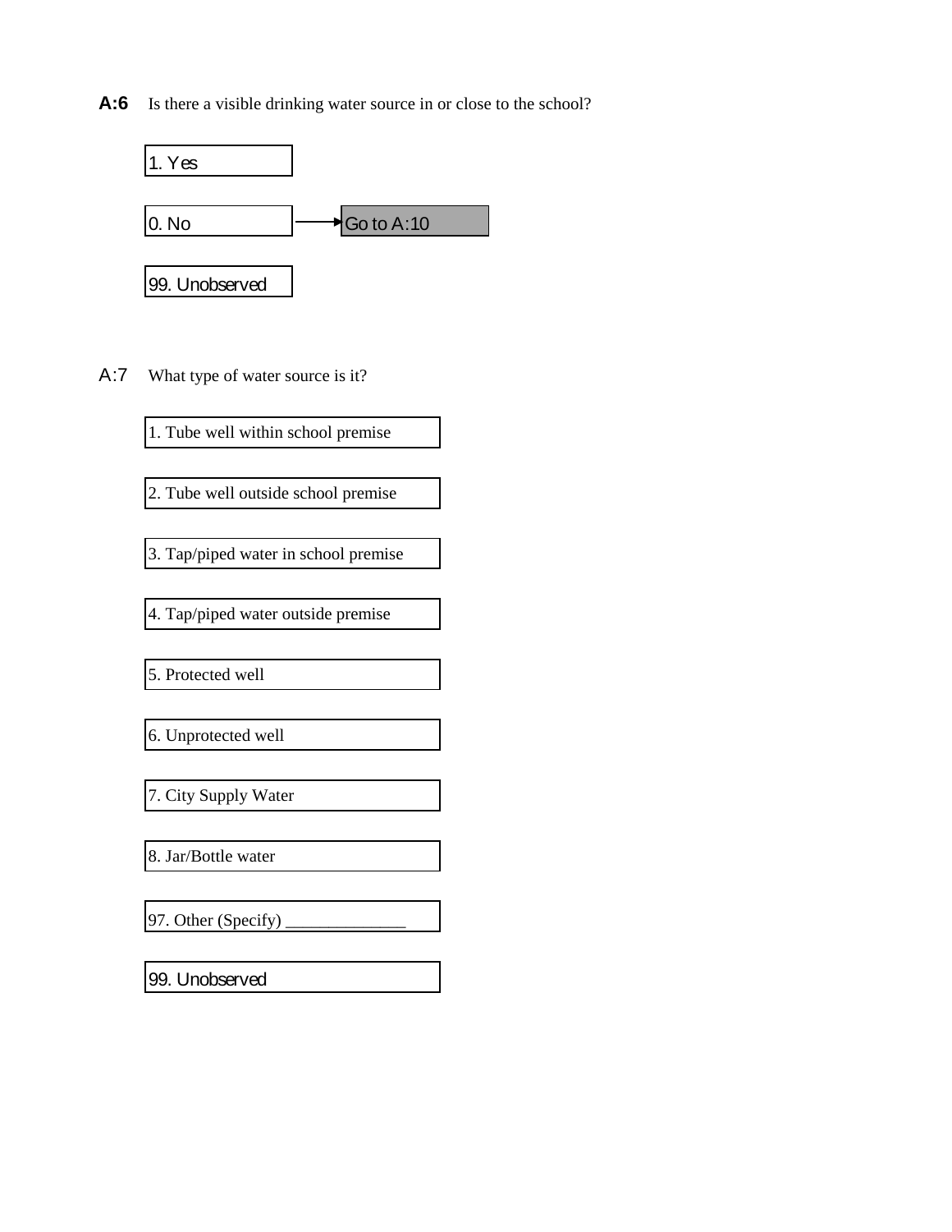**A:6** Is there a visible drinking water source in or close to the school?

- 1. Yes
- 0. No → Go to A:10
- 99. Unobserved

A:7 What type of water source is it?

- 1. Tube well within school premise
- 2. Tube well outside school premise
- 3. Tap/piped water in school premise
- 4. Tap/piped water outside premise
- 5. Protected well
- 6. Unprotected well
- 7. City Supply Water
- 8. Jar/Bottle water
- 97. Other (Specify) ______________
- 99. Unobserved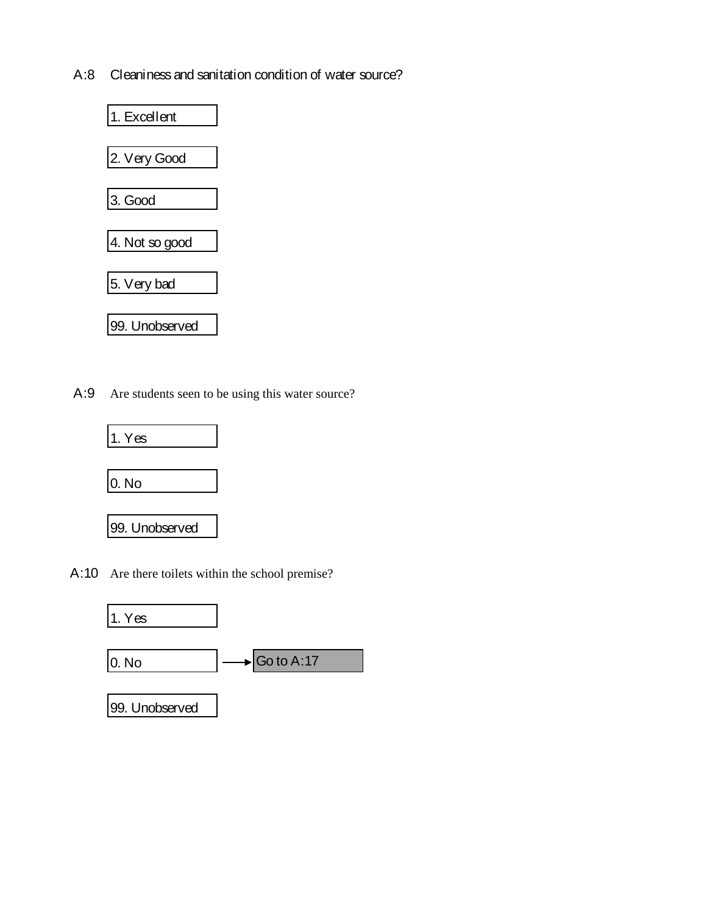A:8 Cleaniness and sanitation condition of water source?

- 1. Excellent
- 2. Very Good
- 3. Good
- 4. Not so good
- 5. Very bad
- 99. Unobserved

A:9 Are students seen to be using this water source?

- 1. Yes
- 0. No
- 99. Unobserved

A:10 Are there toilets within the school premise?

- 1. Yes
- 0. No → Go to A:17
- 99. Unobserved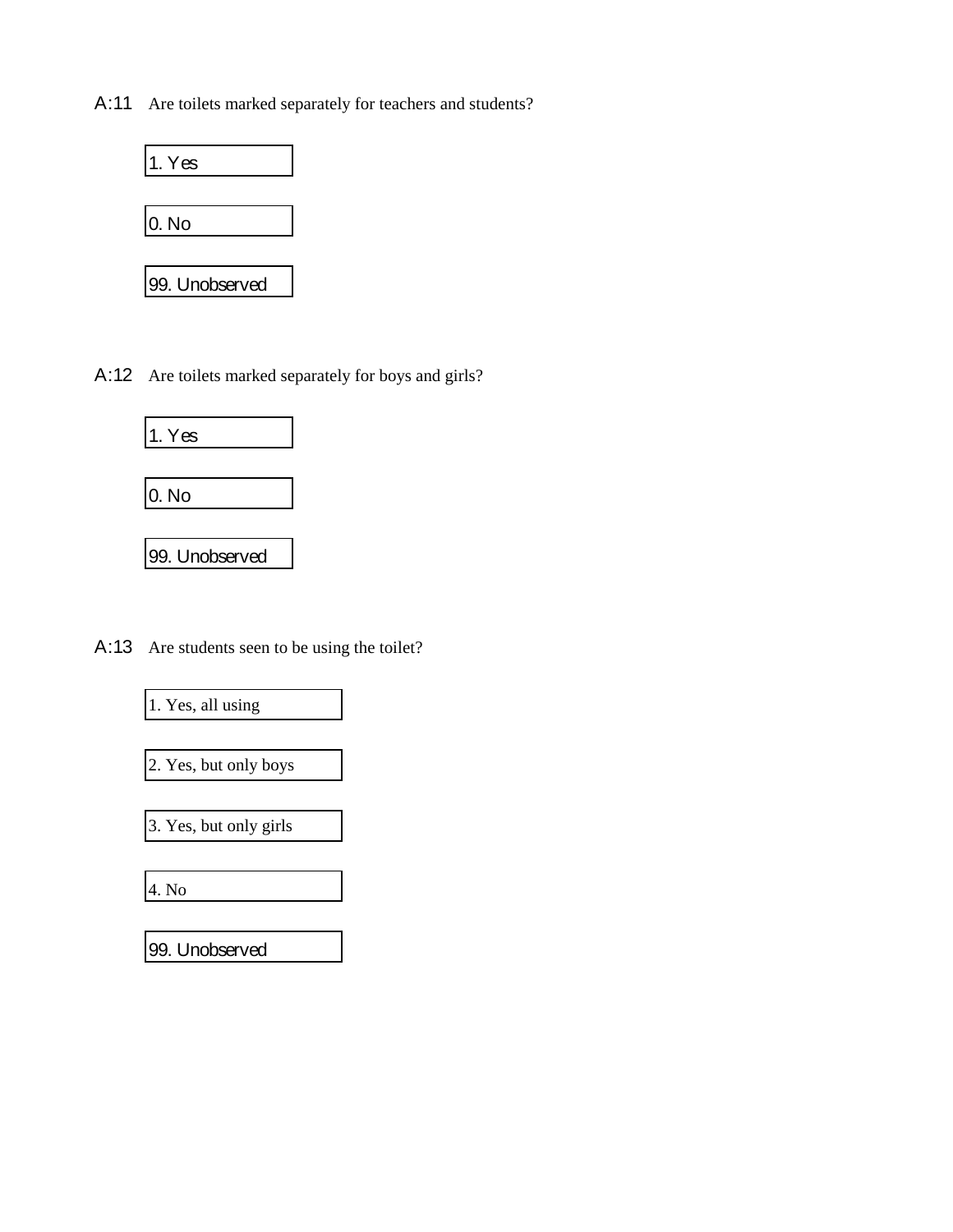A:11 Are toilets marked separately for teachers and students?

- 1. Yes
- 0. No
- 99. Unobserved

A:12 Are toilets marked separately for boys and girls?

- 1. Yes
- 0. No
- 99. Unobserved

A:13 Are students seen to be using the toilet?

- 1. Yes, all using
- 2. Yes, but only boys
- 3. Yes, but only girls
- 4. No
- 99. Unobserved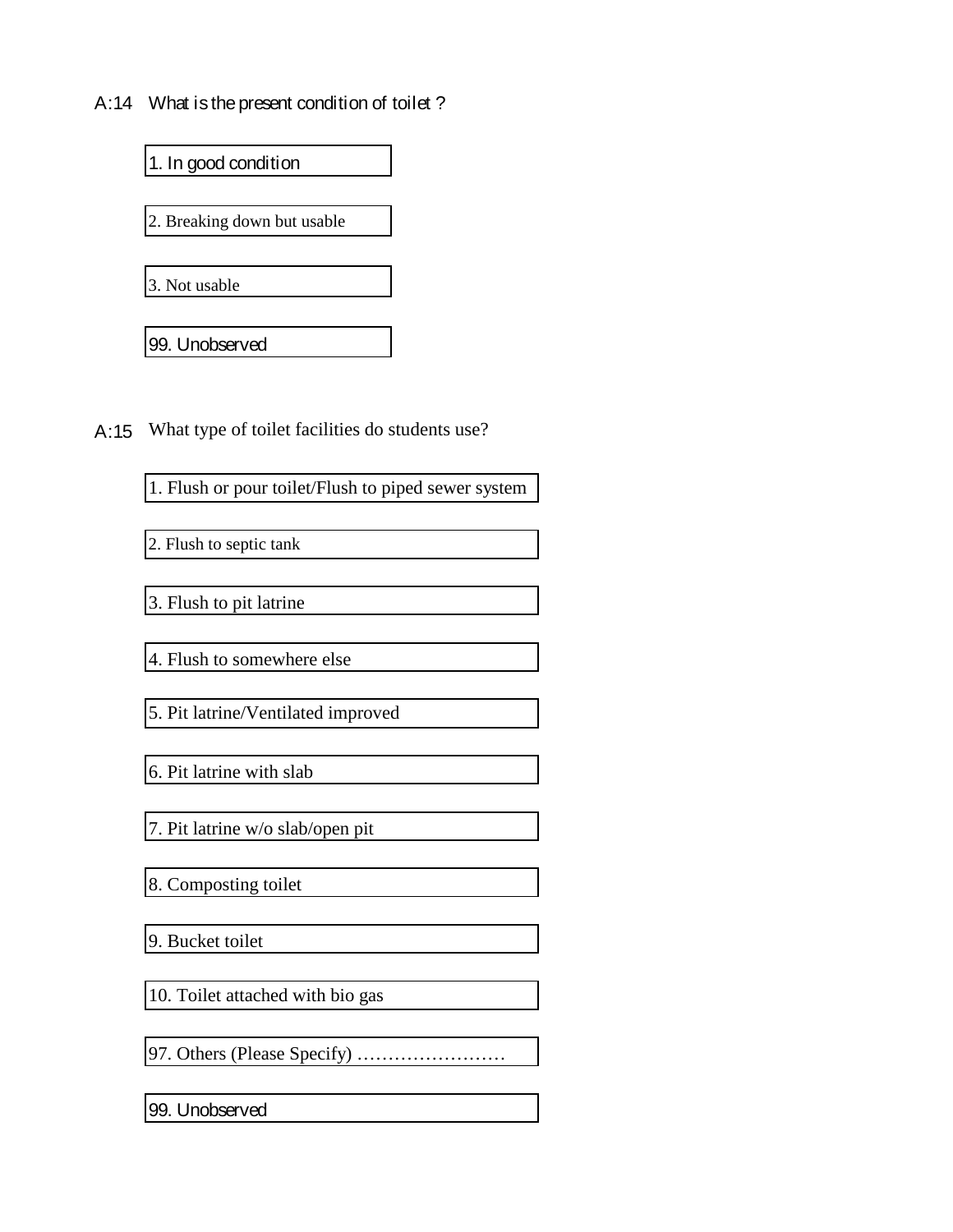A:14 What is the present condition of toilet ?

- 1. In good condition
- 2. Breaking down but usable
- 3. Not usable
- 99. Unobserved

A:15 What type of toilet facilities do students use?

- 1. Flush or pour toilet/Flush to piped sewer system
- 2. Flush to septic tank
- 3. Flush to pit latrine
- 4. Flush to somewhere else
- 5. Pit latrine/Ventilated improved
- 6. Pit latrine with slab
- 7. Pit latrine w/o slab/open pit
- 8. Composting toilet
- 9. Bucket toilet
- 10. Toilet attached with bio gas
- 97. Others (Please Specify) ……………………
- 99. Unobserved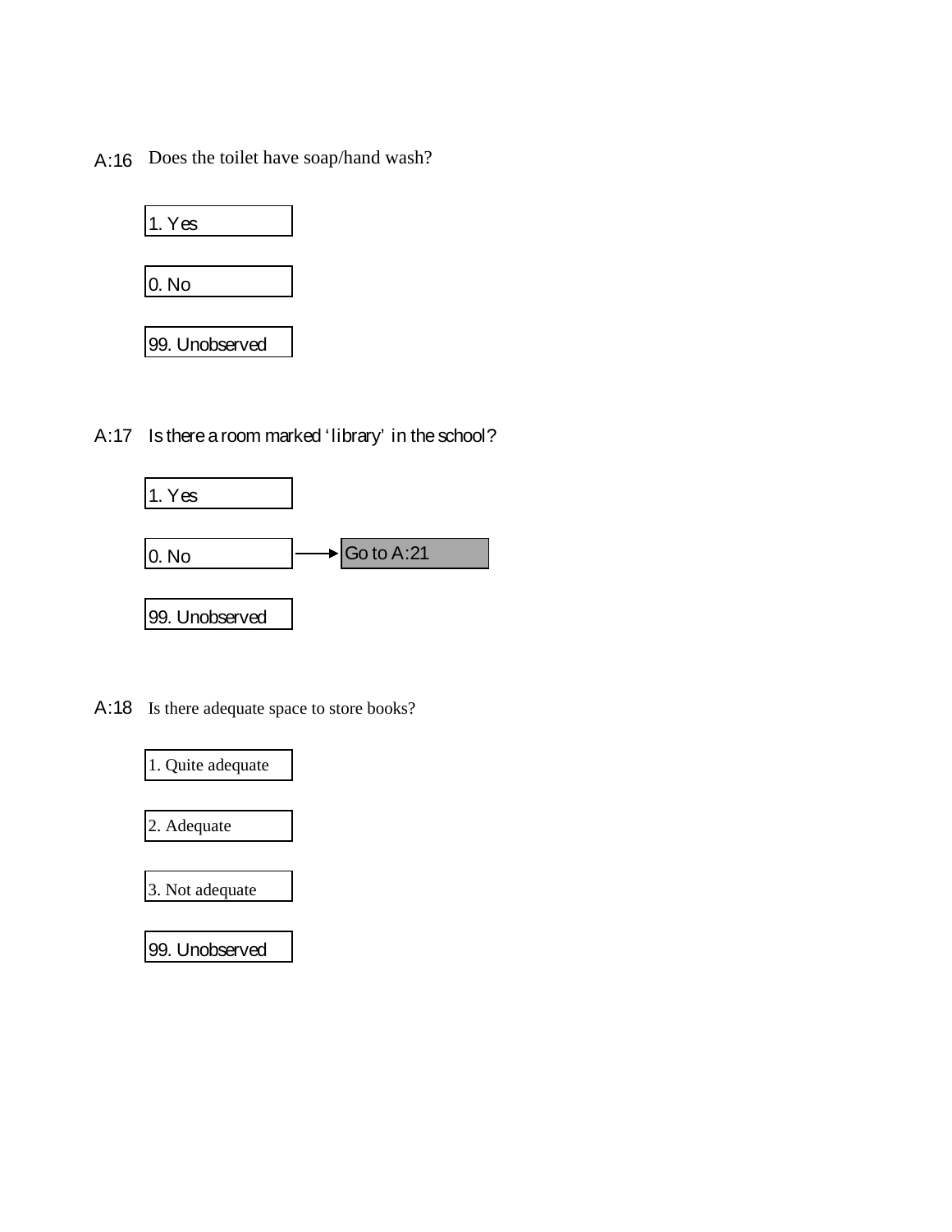A:16 Does the toilet have soap/hand wash?

- 1. Yes
- 0. No
- 99. Unobserved

A:17 Is there a room marked 'library' in the school?

- 1. Yes
- 0. No → Go to A:21
- 99. Unobserved

A:18 Is there adequate space to store books?

- 1. Quite adequate
- 2. Adequate
- 3. Not adequate
- 99. Unobserved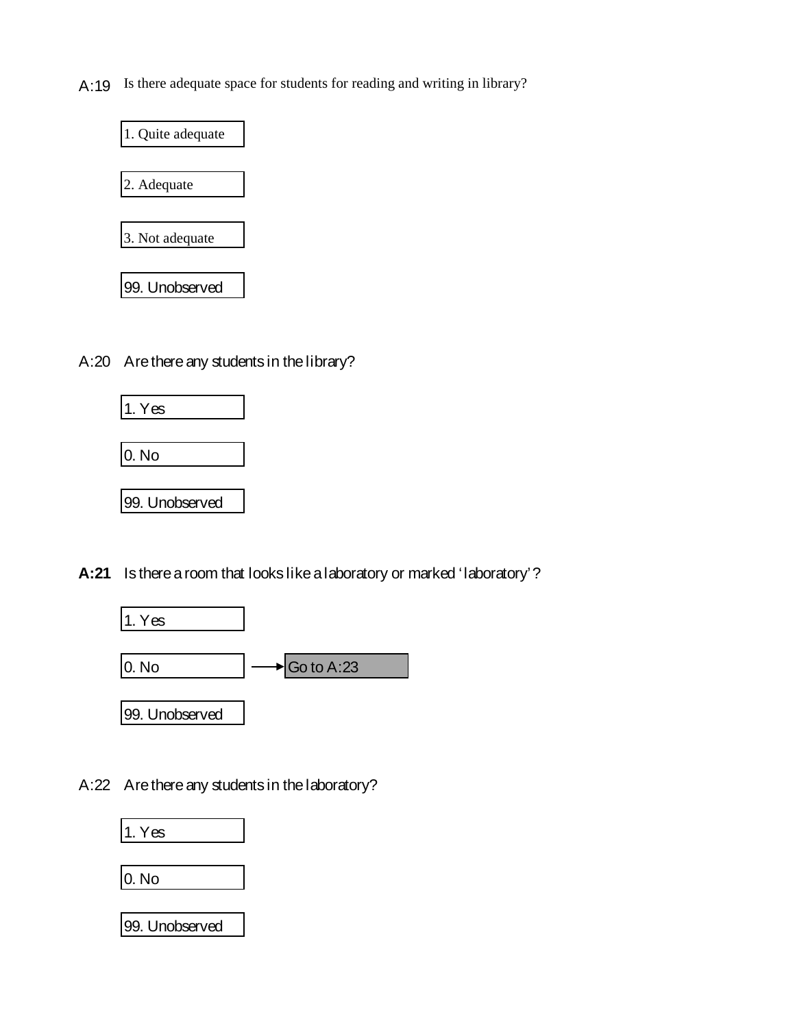A:19 Is there adequate space for students for reading and writing in library?

- 1. Quite adequate
- 2. Adequate
- 3. Not adequate
- 99. Unobserved

A:20 Are there any students in the library?

- 1. Yes
- 0. No
- 99. Unobserved

**A:21** Is there a room that looks like a laboratory or marked 'laboratory'?

- 1. Yes
- 0. No → Go to A:23
- 99. Unobserved

A:22 Are there any students in the laboratory?

- 1. Yes
- 0. No
- 99. Unobserved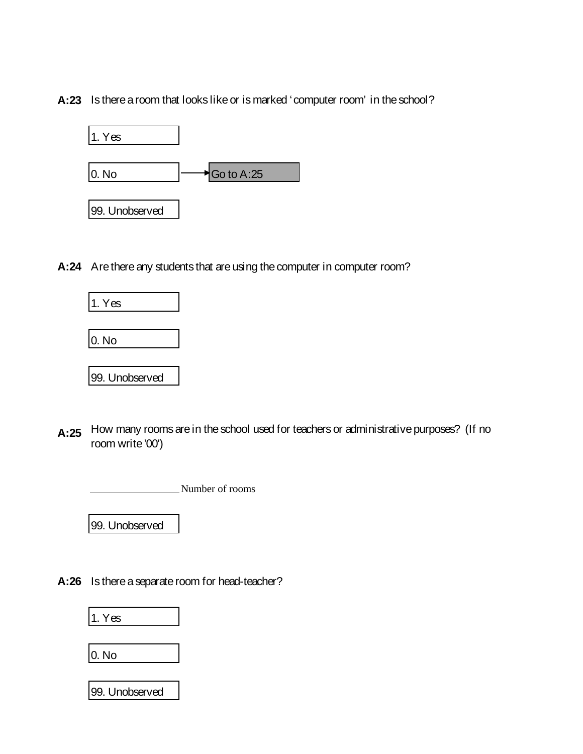**A:23** Is there a room that looks like or is marked 'computer room' in the school?

- 1. Yes
- 0. No → Go to A:25
- 99. Unobserved

**A:24** Are there any students that are using the computer in computer room?

- 1. Yes
- 0. No
- 99. Unobserved

**A:25** How many rooms are in the school used for teachers or administrative purposes? (If no room write '00')

\_\_\_\_\_\_\_\_\_\_\_\_\_\_\_\_ Number of rooms

- 99. Unobserved

**A:26** Is there a separate room for head-teacher?

- 1. Yes
- 0. No
- 99. Unobserved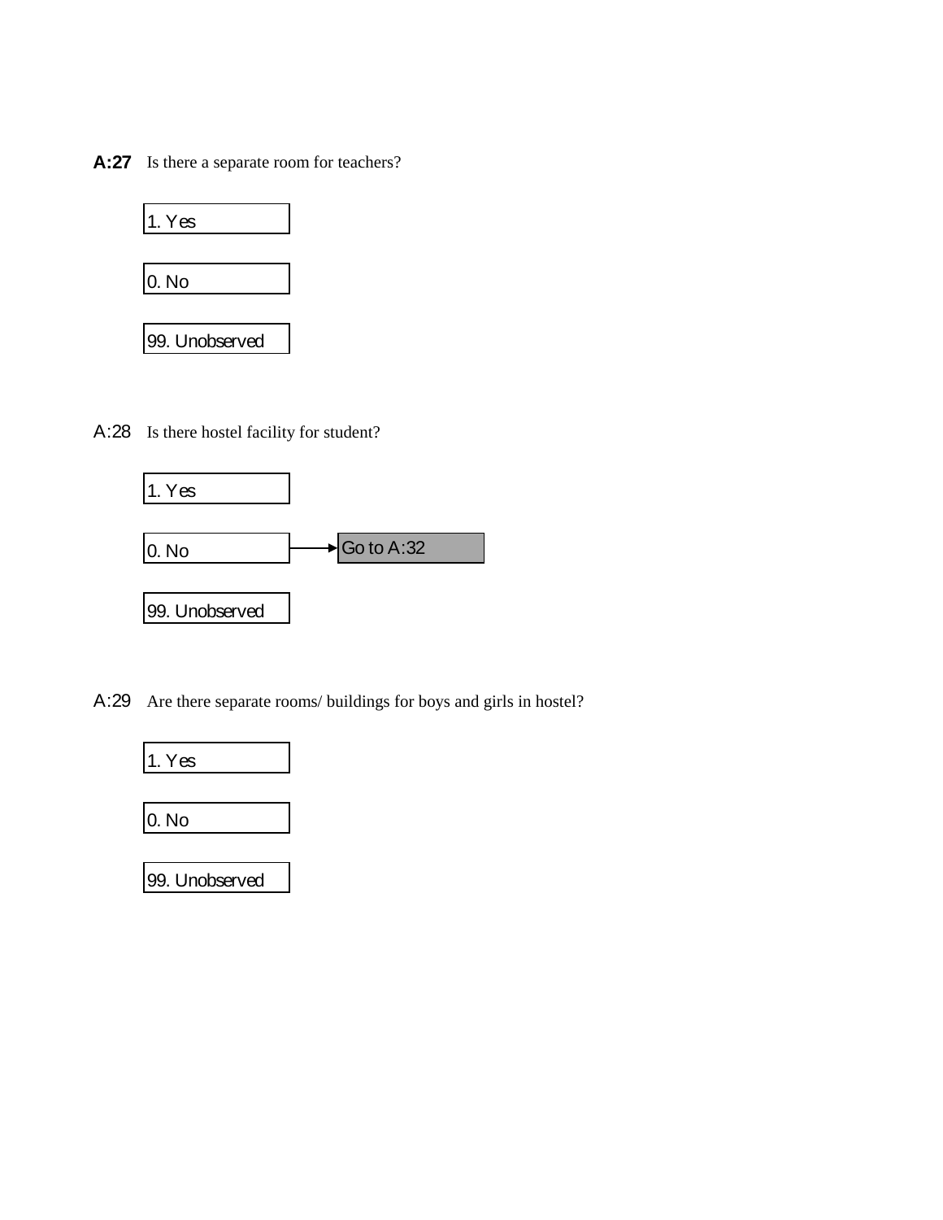**A:27** Is there a separate room for teachers?

- 1. Yes
- 0. No
- 99. Unobserved

A:28 Is there hostel facility for student?

- 1. Yes
- 0. No → Go to A:32
- 99. Unobserved

A:29 Are there separate rooms/ buildings for boys and girls in hostel?

- 1. Yes
- 0. No
- 99. Unobserved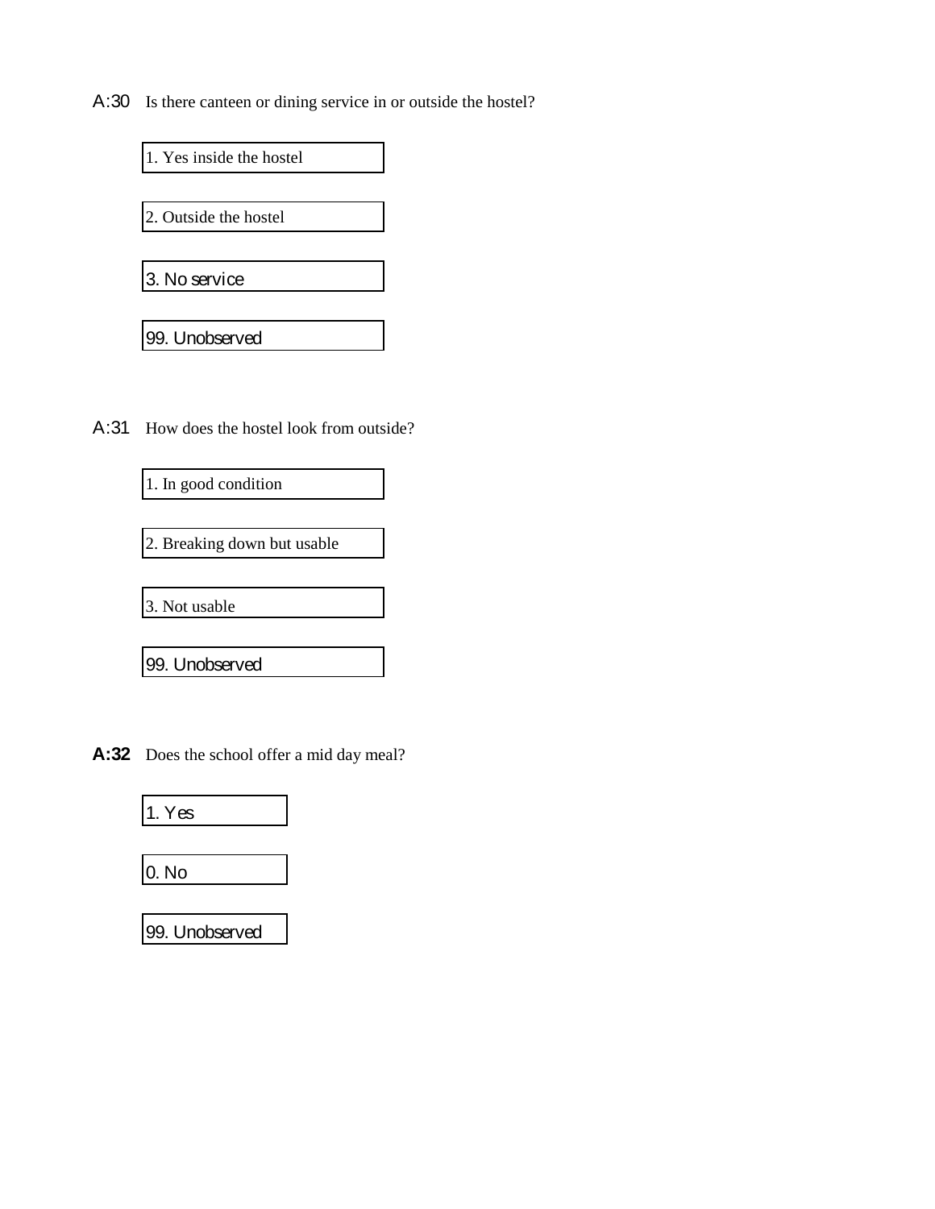A:30 Is there canteen or dining service in or outside the hostel?

- 1. Yes inside the hostel
- 2. Outside the hostel
- 3. No service
- 99. Unobserved

A:31 How does the hostel look from outside?

- 1. In good condition
- 2. Breaking down but usable
- 3. Not usable
- 99. Unobserved

**A:32** Does the school offer a mid day meal?

- 1. Yes
- 0. No
- 99. Unobserved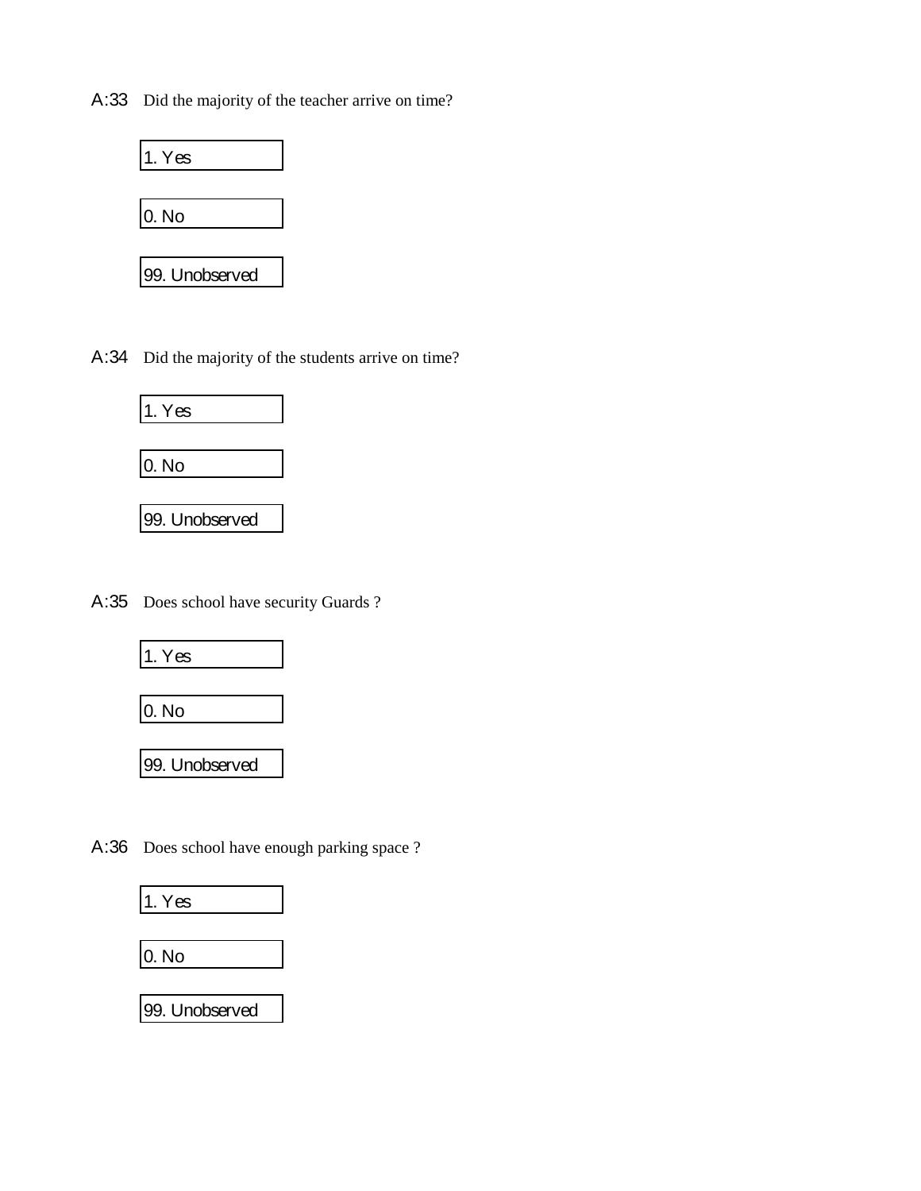A:33 Did the majority of the teacher arrive on time?

- 1. Yes
- 0. No
- 99. Unobserved

A:34 Did the majority of the students arrive on time?

- 1. Yes
- 0. No
- 99. Unobserved

A:35 Does school have security Guards ?

- 1. Yes
- 0. No
- 99. Unobserved

A:36 Does school have enough parking space ?

- 1. Yes
- 0. No
- 99. Unobserved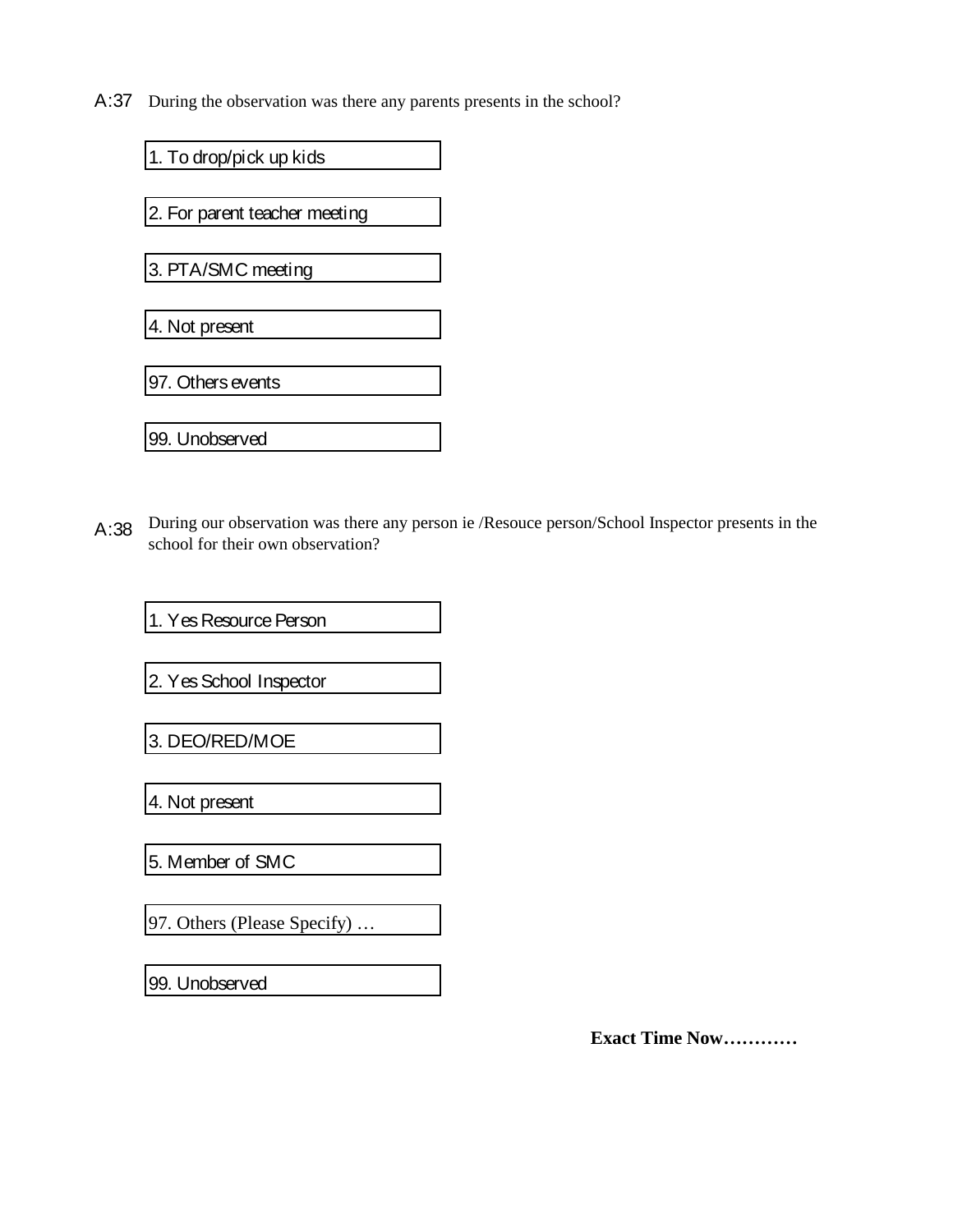A:37 During the observation was there any parents presents in the school?

- 1. To drop/pick up kids
- 2. For parent teacher meeting
- 3. PTA/SMC meeting
- 4. Not present
- 97. Others events
- 99. Unobserved

A:38 During our observation was there any person ie /Resouce person/School Inspector presents in the school for their own observation?

- 1. Yes Resource Person
- 2. Yes School Inspector
- 3. DEO/RED/MOE
- 4. Not present
- 5. Member of SMC
- 97. Others (Please Specify) …
- 99. Unobserved

**Exact Time Now…………**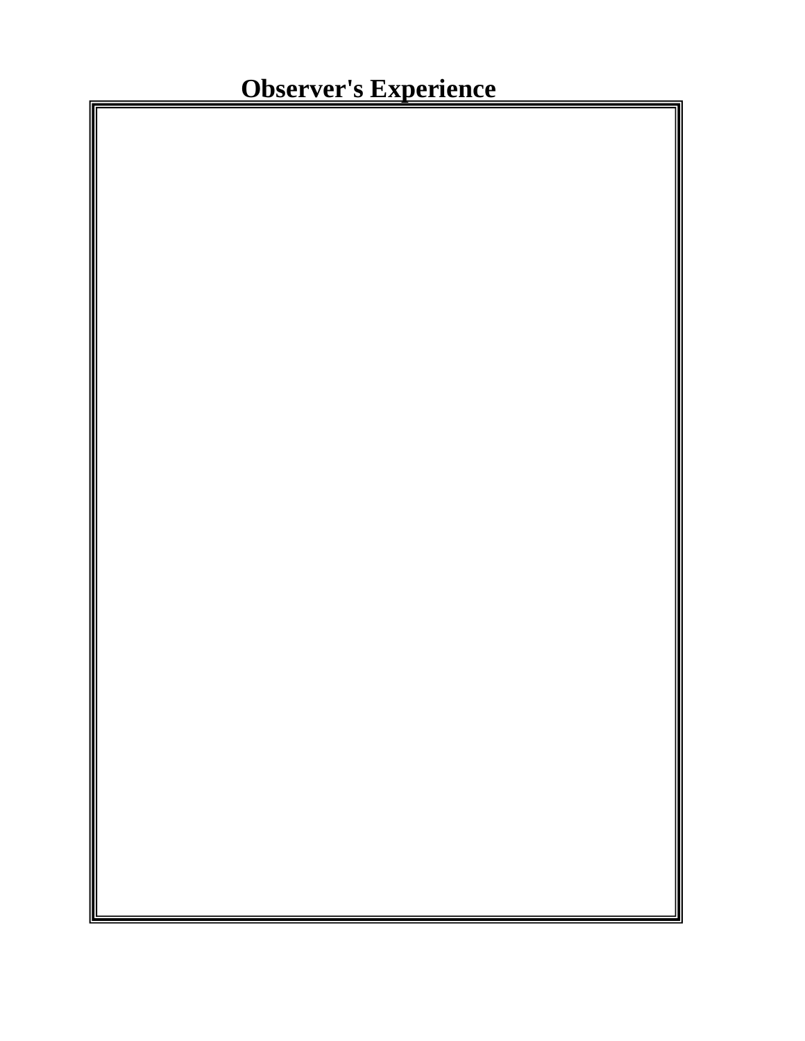## Observer's Experience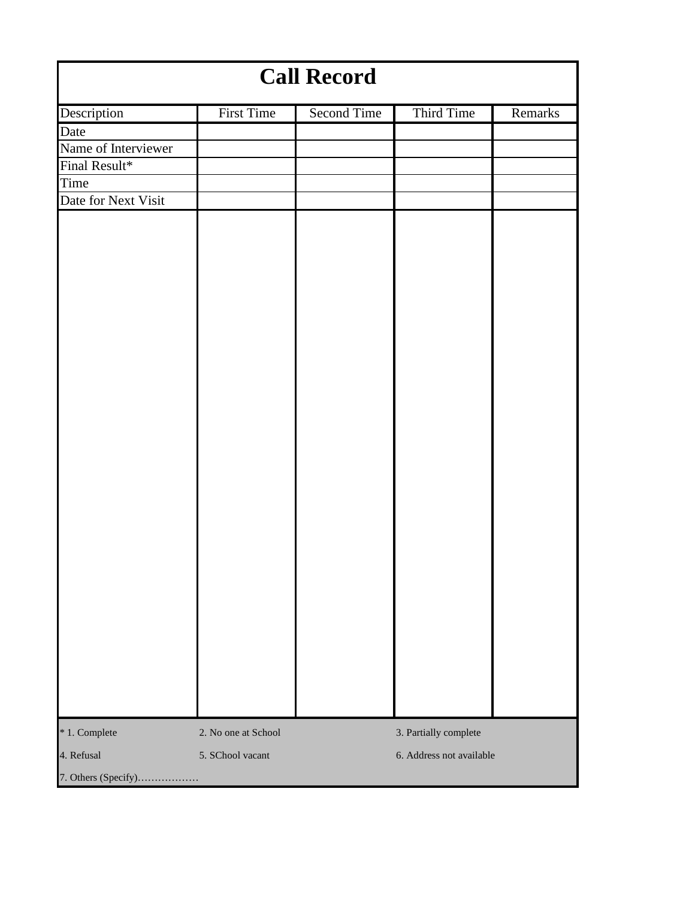# Call Record

| Description | First Time | Second Time | Third Time | Remarks |
|---|---|---|---|---|
| Date | | | | |
| Name of Interviewer | | | | |
| Final Result* | | | | |
| Time | | | | |
| Date for Next Visit | | | | |

* 1. Complete &nbsp;&nbsp; 2. No one at School &nbsp;&nbsp; 3. Partially complete

4. Refusal &nbsp;&nbsp; 5. SChool vacant &nbsp;&nbsp; 6. Address not available

7. Others (Specify)………………